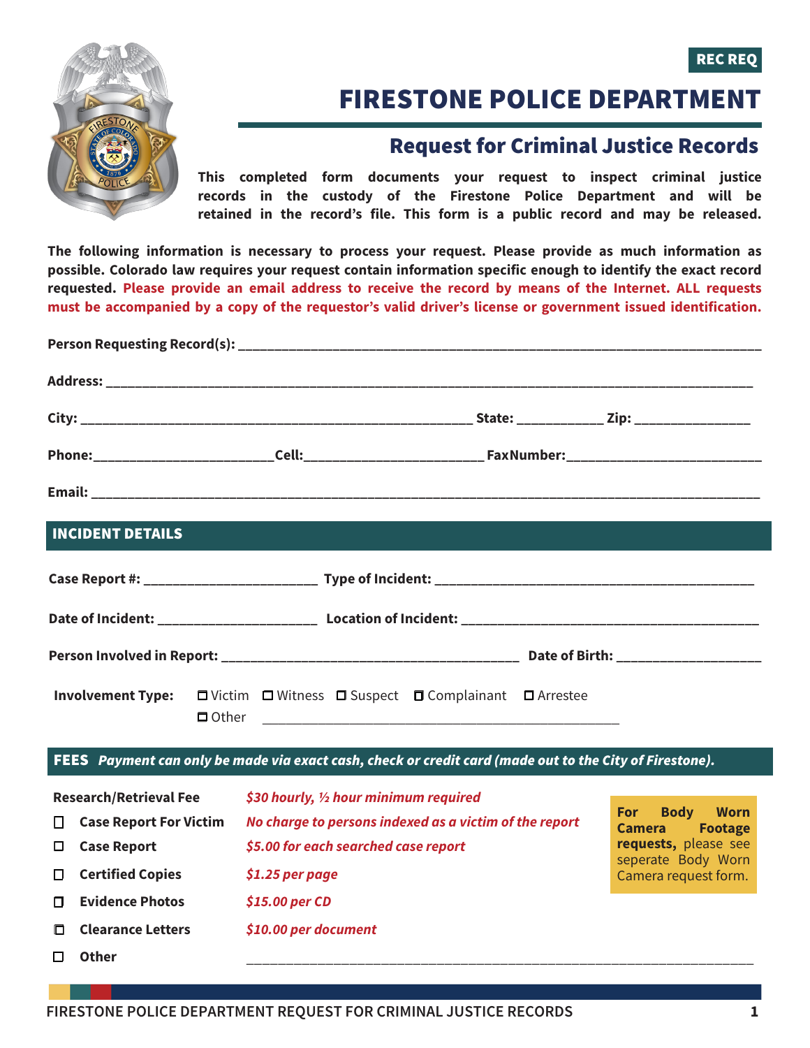REC REQ

# FIRESTONE POLICE DEPARTMENT

## Request for Criminal Justice Records

**This completed form documents your request to inspect criminal justice records in the custody of the Firestone Police Department and will be retained in the record's file. This form is a public record and may be released.**

**The following information is necessary to process your request. Please provide as much information as possible. Colorado law requires your request contain information specific enough to identify the exact record requested. Please provide an email address to receive the record by means of the Internet. ALL requests must be accompanied by a copy of the requestor's valid driver's license or government issued identification.**

**Person Requesting Record(s):** ______________________________________________

**Address:** ______________________________________________

**City:** ______________________________ **State:** ____________ **Zip:** ________________

**Phone:**________________________ **Cell:**________________________ **FaxNumber:**__________________________

**Email:** ______________________________________________

### INCIDENT DETAILS

**Case Report #:** ________________________ **Type of Incident:** ______________________________

**Date of Incident:** ______________________ **Location of Incident:** ______________________________

**Person Involved in Report:** ______________________________ **Date of Birth:** ____________________

**Involvement Type:** ☐ Victim ☐ Witness ☐ Suspect ☐ Complainant ☐ Arrestee
☐ Other ______________________________________________

### FEES *Payment can only be made via exact cash, check or credit card (made out to the City of Firestone).*

**Research/Retrieval Fee** — *$30 hourly, ½ hour minimum required*

- ☐ **Case Report For Victim** — *No charge to persons indexed as a victim of the report*
- ☐ **Case Report** — *$5.00 for each searched case report*
- ☐ **Certified Copies** — *$1.25 per page*
- ☐ **Evidence Photos** — *$15.00 per CD*
- ☐ **Clearance Letters** — *$10.00 per document*
- ☐ **Other** ______________________________________________

**For Body Worn Camera Footage requests,** please see seperate Body Worn Camera request form.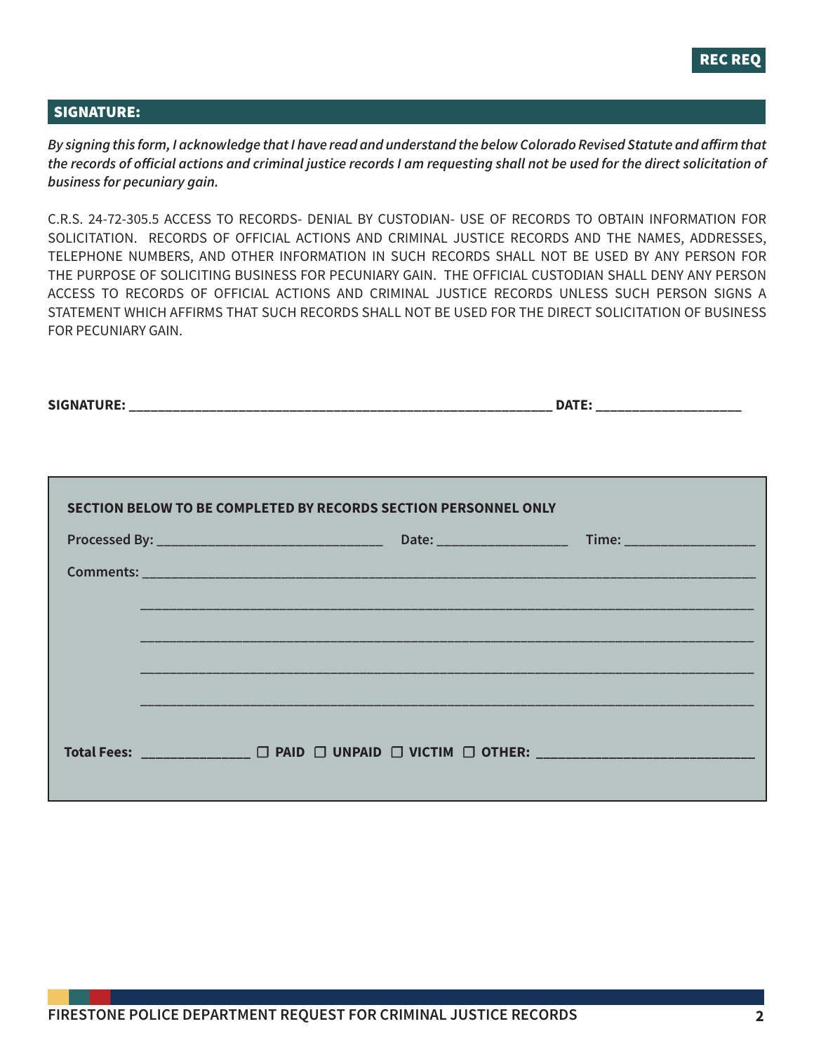REC REQ

## SIGNATURE:

***By signing this form, I acknowledge that I have read and understand the below Colorado Revised Statute and affirm that the records of official actions and criminal justice records I am requesting shall not be used for the direct solicitation of business for pecuniary gain.***

C.R.S. 24-72-305.5 ACCESS TO RECORDS- DENIAL BY CUSTODIAN- USE OF RECORDS TO OBTAIN INFORMATION FOR SOLICITATION. RECORDS OF OFFICIAL ACTIONS AND CRIMINAL JUSTICE RECORDS AND THE NAMES, ADDRESSES, TELEPHONE NUMBERS, AND OTHER INFORMATION IN SUCH RECORDS SHALL NOT BE USED BY ANY PERSON FOR THE PURPOSE OF SOLICITING BUSINESS FOR PECUNIARY GAIN. THE OFFICIAL CUSTODIAN SHALL DENY ANY PERSON ACCESS TO RECORDS OF OFFICIAL ACTIONS AND CRIMINAL JUSTICE RECORDS UNLESS SUCH PERSON SIGNS A STATEMENT WHICH AFFIRMS THAT SUCH RECORDS SHALL NOT BE USED FOR THE DIRECT SOLICITATION OF BUSINESS FOR PECUNIARY GAIN.

**SIGNATURE:** ____________________________________________________________ **DATE:** ____________________

**SECTION BELOW TO BE COMPLETED BY RECORDS SECTION PERSONNEL ONLY**

**Processed By:** ______________________________ **Date:** _________________ **Time:** _________________

**Comments:** ____________________________________________________________________________________

____________________________________________________________________________________

____________________________________________________________________________________

____________________________________________________________________________________

____________________________________________________________________________________

**Total Fees:** ______________ ☐ **PAID** ☐ **UNPAID** ☐ **VICTIM** ☐ **OTHER:** ____________________________

FIRESTONE POLICE DEPARTMENT REQUEST FOR CRIMINAL JUSTICE RECORDS